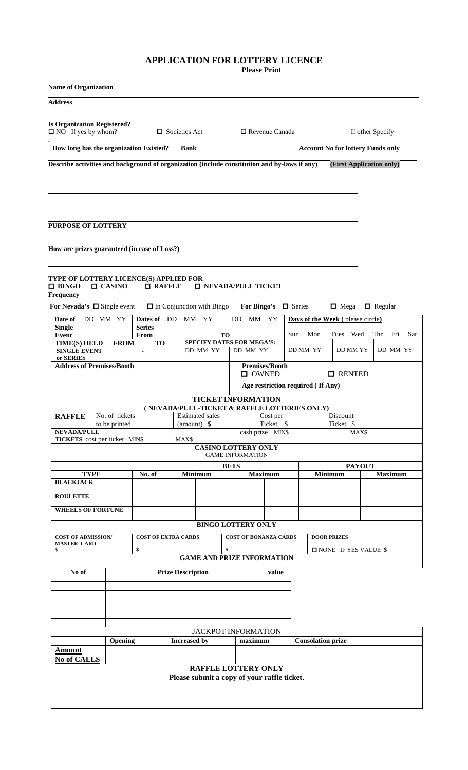# APPLICATION FOR LOTTERY LICENCE

**Please Print**

**Name of Organization**

**Address**

**Is Organization Registered?**

☐ NO If yes by whom? ☐ Societies Act ☐ Revenue Canada If other Specify

| How long has the organization Existed? | Bank | Account No for lottery Funds only |
|---|---|---|
| | | |

**Describe activities and background of organization (include constitution and by-laws if any)** **(First Application only)**

**PURPOSE OF LOTTERY**

**How are prizes guaranteed (in case of Loss?)**

**TYPE OF LOTTERY LICENCE(S) APPLIED FOR**

☐ **BINGO** ☐ **CASINO** ☐ **RAFFLE** ☐ **NEVADA/PULL TICKET**

**Frequency**

**For Nevada's** ☐ Single event ☐ In Conjunction with Bingo **For Bingo's** ☐ Series ☐ Mega ☐ Regular

| **Date of Single Event** DD MM YY | **Dates of Series From** DD MM YY | **TO** DD MM YY | **Days of the Week (please circle)** Sun Mon Tues Wed Thr Fri Sat |
|---|---|---|---|
| **TIME(S) HELD SINGLE EVENT or SERIES** **FROM** - **TO** | **SPECIFY DATES FOR MEGA'S:** DD MM YY | DD MM YY | DD MM YY / DD MM YY / DD MM YY |
| **Address of Premises/Booth** | | **Premises/Booth** ☐ OWNED ☐ RENTED | |
| | | **Age restriction required (If Any)** | |

**TICKET INFORMATION**
**(NEVADA/PULL-TICKET & RAFFLE LOTTERIES ONLY)**

| **RAFFLE** | No. of tickets to be printed | Estimated sales (amount) $ | Cost per Ticket $ | Discount Ticket $ |
|---|---|---|---|---|
| **NEVADA/PULL TICKETS** cost per ticket MIN$ | | MAX$ | cash prize MIN$ | MAX$ |

**CASINO LOTTERY ONLY**
GAME INFORMATION

| TYPE | No. of | BETS Minimum | | BETS Maximum | | PAYOUT Minimum | | PAYOUT Maximum | |
|---|---|---|---|---|---|---|---|---|---|
| **BLACKJACK** | | | | | | | | | |
| **ROULETTE** | | | | | | | | | |
| **WHEELS OF FORTUNE** | | | | | | | | | |

**BINGO LOTTERY ONLY**

| COST OF ADMISSION/ MASTER CARD | COST OF EXTRA CARDS | COST OF BONANZA CARDS | DOOR PRIZES |
|---|---|---|---|
| $ | $ | $ | ☐ NONE IF YES VALUE $ |

**GAME AND PRIZE INFORMATION**

| No of | Prize Description | value |
|---|---|---|
| | | |
| | | |
| | | |
| | | |
| | | |

**JACKPOT INFORMATION**

| | Opening | Increased by | maximum | Consolation prize |
|---|---|---|---|---|
| **Amount** | | | | |
| **No of CALLS** | | | | |

**RAFFLE LOTTERY ONLY**
**Please submit a copy of your raffle ticket.**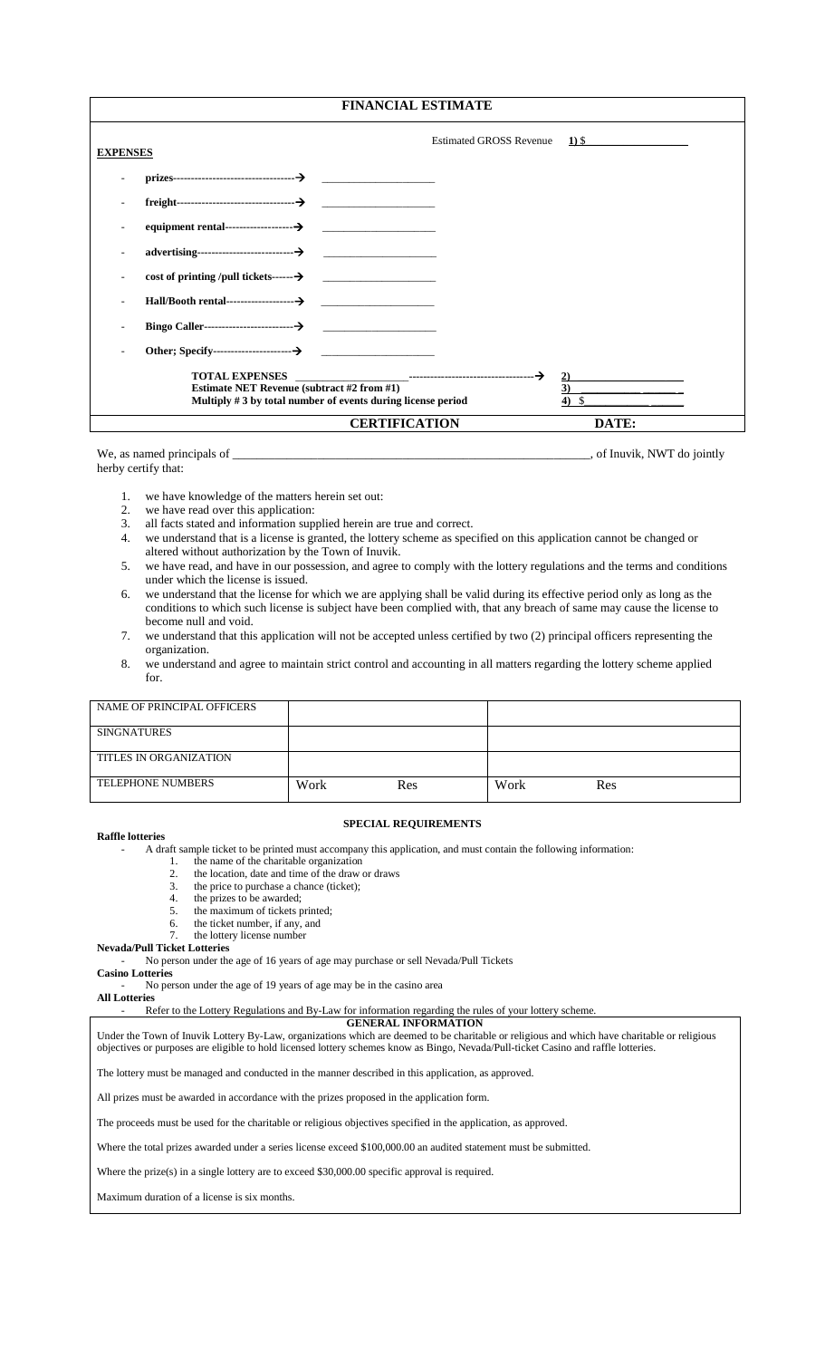## FINANCIAL ESTIMATE

**EXPENSES**

Estimated GROSS Revenue **1) $ \_\_\_\_\_\_\_\_\_\_\_\_\_\_\_\_\_\_**

- **prizes----------------------------------→** \_\_\_\_\_\_\_\_\_\_\_\_\_\_\_\_\_\_
- **freight---------------------------------→** \_\_\_\_\_\_\_\_\_\_\_\_\_\_\_\_\_\_
- **equipment rental-------------------→** \_\_\_\_\_\_\_\_\_\_\_\_\_\_\_\_\_\_
- **advertising---------------------------→** \_\_\_\_\_\_\_\_\_\_\_\_\_\_\_\_\_\_
- **cost of printing /pull tickets------→** \_\_\_\_\_\_\_\_\_\_\_\_\_\_\_\_\_\_
- **Hall/Booth rental-------------------→** \_\_\_\_\_\_\_\_\_\_\_\_\_\_\_\_\_\_
- **Bingo Caller-------------------------→** \_\_\_\_\_\_\_\_\_\_\_\_\_\_\_\_\_\_
- **Other; Specify----------------------→** \_\_\_\_\_\_\_\_\_\_\_\_\_\_\_\_\_\_

**TOTAL EXPENSES** \_\_\_\_\_\_\_\_\_\_\_\_\_\_\_\_\_\_ ----------------------------------→ **2)** \_\_\_\_\_\_\_\_\_\_\_\_\_\_\_\_\_\_

**Estimate NET Revenue (subtract #2 from #1)** **3)** \_\_\_\_\_\_\_\_\_\_\_\_\_\_\_\_\_\_

**Multiply # 3 by total number of events during license period** **4) $** \_\_\_\_\_\_\_\_\_\_\_\_\_\_\_\_\_\_

## CERTIFICATION

**DATE:**

We, as named principals of \_\_\_\_\_\_\_\_\_\_\_\_\_\_\_\_\_\_\_\_\_\_\_\_\_\_\_\_\_\_\_\_\_\_\_\_\_\_\_\_\_\_\_\_\_\_\_\_\_\_\_\_\_\_\_\_\_\_, of Inuvik, NWT do jointly herby certify that:

1. we have knowledge of the matters herein set out:
2. we have read over this application:
3. all facts stated and information supplied herein are true and correct.
4. we understand that is a license is granted, the lottery scheme as specified on this application cannot be changed or altered without authorization by the Town of Inuvik.
5. we have read, and have in our possession, and agree to comply with the lottery regulations and the terms and conditions under which the license is issued.
6. we understand that the license for which we are applying shall be valid during its effective period only as long as the conditions to which such license is subject have been complied with, that any breach of same may cause the license to become null and void.
7. we understand that this application will not be accepted unless certified by two (2) principal officers representing the organization.
8. we understand and agree to maintain strict control and accounting in all matters regarding the lottery scheme applied for.

| | | | | |
|---|---|---|---|---|
| NAME OF PRINCIPAL OFFICERS | | | | |
| SINGNATURES | | | | |
| TITLES IN ORGANIZATION | | | | |
| TELEPHONE NUMBERS | Work | Res | Work | Res |

### SPECIAL REQUIREMENTS

**Raffle lotteries**

- A draft sample ticket to be printed must accompany this application, and must contain the following information:
  1. the name of the charitable organization
  2. the location, date and time of the draw or draws
  3. the price to purchase a chance (ticket);
  4. the prizes to be awarded;
  5. the maximum of tickets printed;
  6. the ticket number, if any, and
  7. the lottery license number

**Nevada/Pull Ticket Lotteries**

- No person under the age of 16 years of age may purchase or sell Nevada/Pull Tickets

**Casino Lotteries**

- No person under the age of 19 years of age may be in the casino area

**All Lotteries**

- Refer to the Lottery Regulations and By-Law for information regarding the rules of your lottery scheme.

### GENERAL INFORMATION

Under the Town of Inuvik Lottery By-Law, organizations which are deemed to be charitable or religious and which have charitable or religious objectives or purposes are eligible to hold licensed lottery schemes know as Bingo, Nevada/Pull-ticket Casino and raffle lotteries.

The lottery must be managed and conducted in the manner described in this application, as approved.

All prizes must be awarded in accordance with the prizes proposed in the application form.

The proceeds must be used for the charitable or religious objectives specified in the application, as approved.

Where the total prizes awarded under a series license exceed $100,000.00 an audited statement must be submitted.

Where the prize(s) in a single lottery are to exceed $30,000.00 specific approval is required.

Maximum duration of a license is six months.